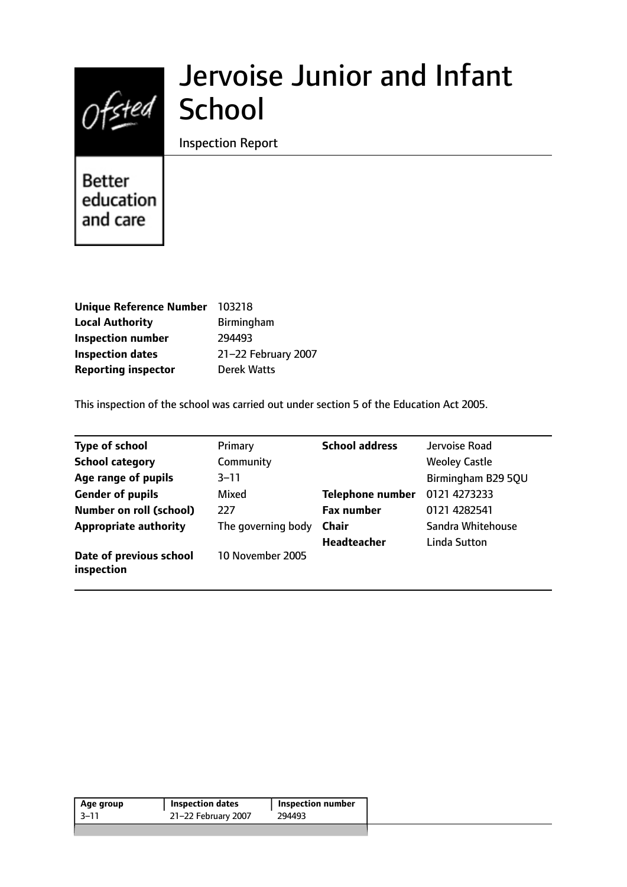# Jervoise Junior and Infant School

Inspection Report

Better education and care

| | |
|---|---|
| **Unique Reference Number** | 103218 |
| **Local Authority** | Birmingham |
| **Inspection number** | 294493 |
| **Inspection dates** | 21–22 February 2007 |
| **Reporting inspector** | Derek Watts |

This inspection of the school was carried out under section 5 of the Education Act 2005.

| | | | |
|---|---|---|---|
| **Type of school** | Primary | **School address** | Jervoise Road |
| **School category** | Community | | Weoley Castle |
| **Age range of pupils** | 3–11 | | Birmingham B29 5QU |
| **Gender of pupils** | Mixed | **Telephone number** | 0121 4273233 |
| **Number on roll (school)** | 227 | **Fax number** | 0121 4282541 |
| **Appropriate authority** | The governing body | **Chair** | Sandra Whitehouse |
| | | **Headteacher** | Linda Sutton |
| **Date of previous school inspection** | 10 November 2005 | | |

| Age group | Inspection dates | Inspection number |
|---|---|---|
| 3–11 | 21–22 February 2007 | 294493 |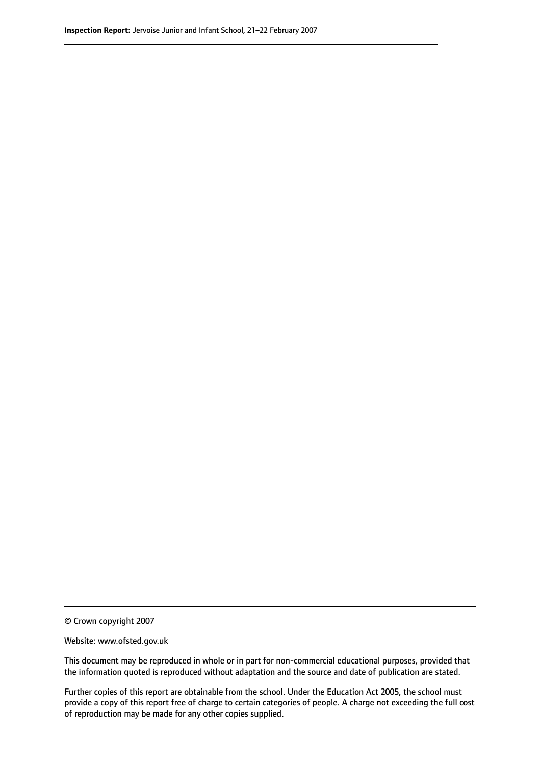© Crown copyright 2007

Website: www.ofsted.gov.uk

This document may be reproduced in whole or in part for non-commercial educational purposes, provided that the information quoted is reproduced without adaptation and the source and date of publication are stated.

Further copies of this report are obtainable from the school. Under the Education Act 2005, the school must provide a copy of this report free of charge to certain categories of people. A charge not exceeding the full cost of reproduction may be made for any other copies supplied.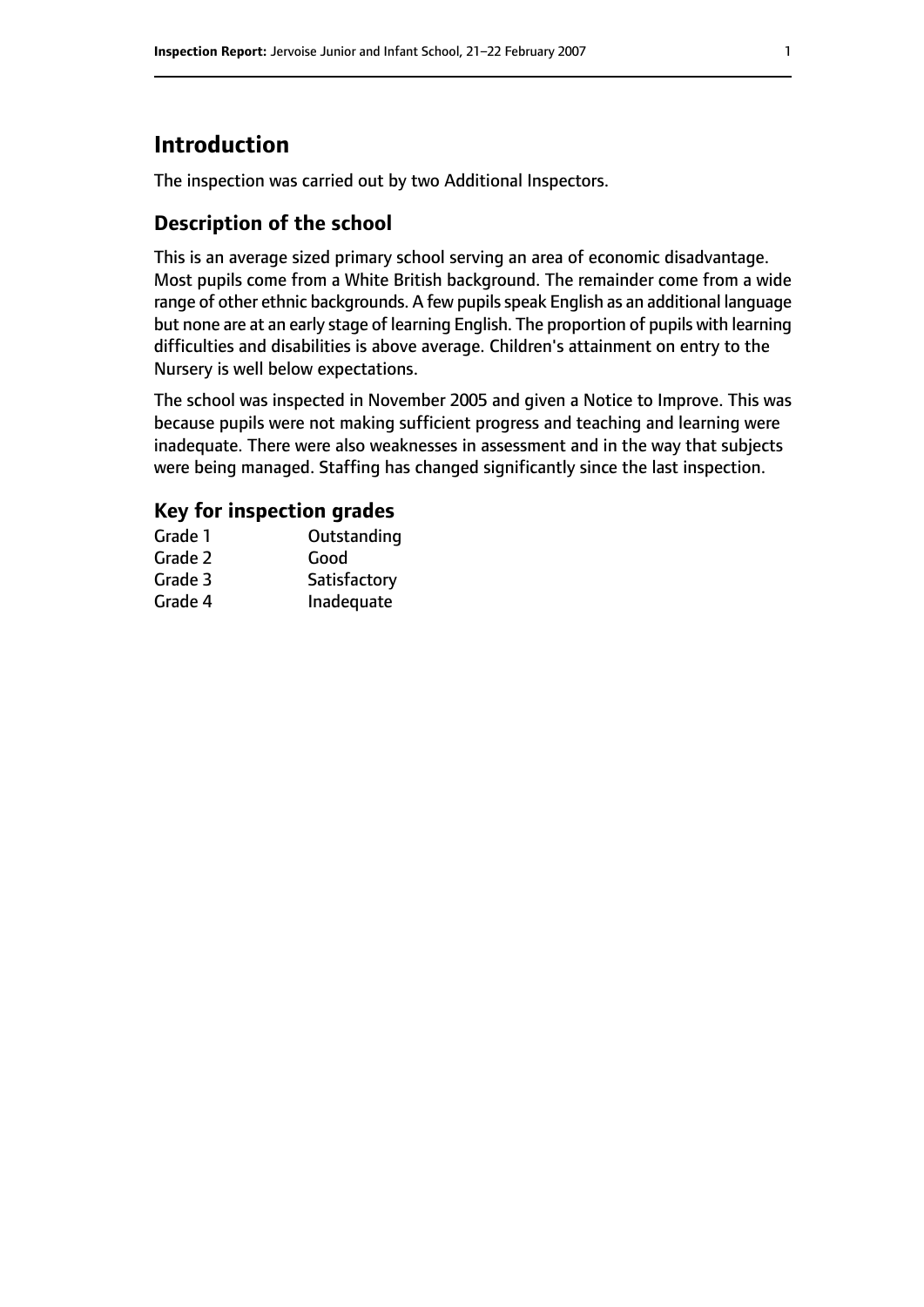# Introduction

The inspection was carried out by two Additional Inspectors.

## Description of the school

This is an average sized primary school serving an area of economic disadvantage. Most pupils come from a White British background. The remainder come from a wide range of other ethnic backgrounds. A few pupils speak English as an additional language but none are at an early stage of learning English. The proportion of pupils with learning difficulties and disabilities is above average. Children's attainment on entry to the Nursery is well below expectations.

The school was inspected in November 2005 and given a Notice to Improve. This was because pupils were not making sufficient progress and teaching and learning were inadequate. There were also weaknesses in assessment and in the way that subjects were being managed. Staffing has changed significantly since the last inspection.

### Key for inspection grades

| | |
|---|---|
| Grade 1 | Outstanding |
| Grade 2 | Good |
| Grade 3 | Satisfactory |
| Grade 4 | Inadequate |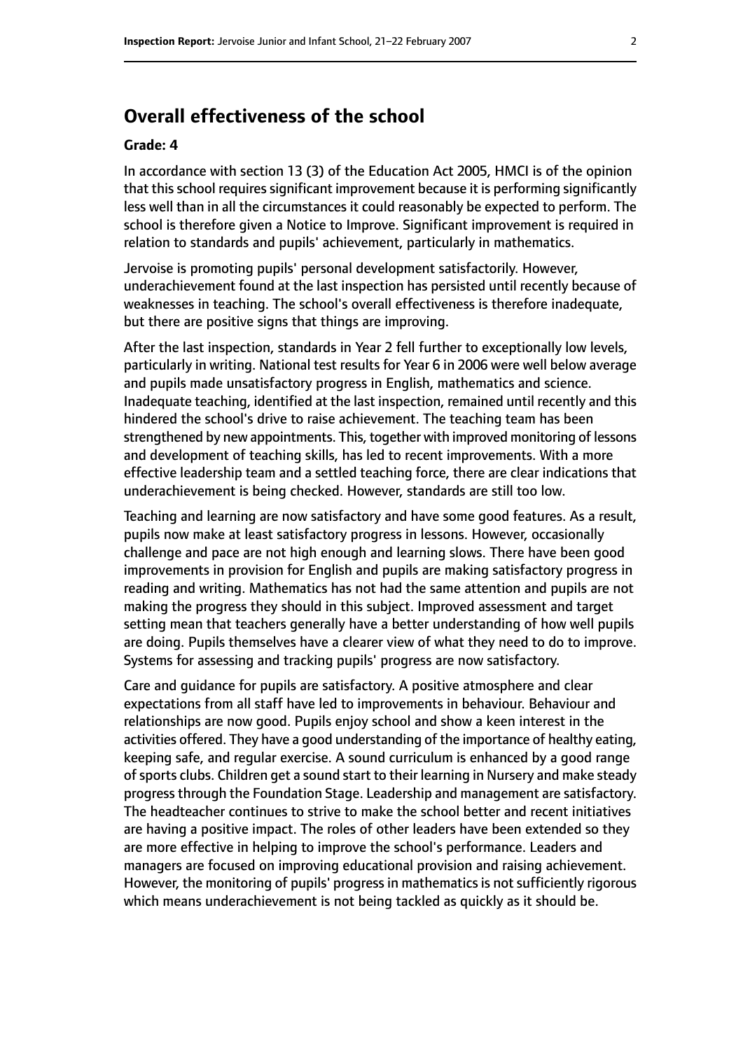## Overall effectiveness of the school

### Grade: 4

In accordance with section 13 (3) of the Education Act 2005, HMCI is of the opinion that this school requires significant improvement because it is performing significantly less well than in all the circumstances it could reasonably be expected to perform. The school is therefore given a Notice to Improve. Significant improvement is required in relation to standards and pupils' achievement, particularly in mathematics.

Jervoise is promoting pupils' personal development satisfactorily. However, underachievement found at the last inspection has persisted until recently because of weaknesses in teaching. The school's overall effectiveness is therefore inadequate, but there are positive signs that things are improving.

After the last inspection, standards in Year 2 fell further to exceptionally low levels, particularly in writing. National test results for Year 6 in 2006 were well below average and pupils made unsatisfactory progress in English, mathematics and science. Inadequate teaching, identified at the last inspection, remained until recently and this hindered the school's drive to raise achievement. The teaching team has been strengthened by new appointments. This, together with improved monitoring of lessons and development of teaching skills, has led to recent improvements. With a more effective leadership team and a settled teaching force, there are clear indications that underachievement is being checked. However, standards are still too low.

Teaching and learning are now satisfactory and have some good features. As a result, pupils now make at least satisfactory progress in lessons. However, occasionally challenge and pace are not high enough and learning slows. There have been good improvements in provision for English and pupils are making satisfactory progress in reading and writing. Mathematics has not had the same attention and pupils are not making the progress they should in this subject. Improved assessment and target setting mean that teachers generally have a better understanding of how well pupils are doing. Pupils themselves have a clearer view of what they need to do to improve. Systems for assessing and tracking pupils' progress are now satisfactory.

Care and guidance for pupils are satisfactory. A positive atmosphere and clear expectations from all staff have led to improvements in behaviour. Behaviour and relationships are now good. Pupils enjoy school and show a keen interest in the activities offered. They have a good understanding of the importance of healthy eating, keeping safe, and regular exercise. A sound curriculum is enhanced by a good range of sports clubs. Children get a sound start to their learning in Nursery and make steady progress through the Foundation Stage. Leadership and management are satisfactory. The headteacher continues to strive to make the school better and recent initiatives are having a positive impact. The roles of other leaders have been extended so they are more effective in helping to improve the school's performance. Leaders and managers are focused on improving educational provision and raising achievement. However, the monitoring of pupils' progress in mathematics is not sufficiently rigorous which means underachievement is not being tackled as quickly as it should be.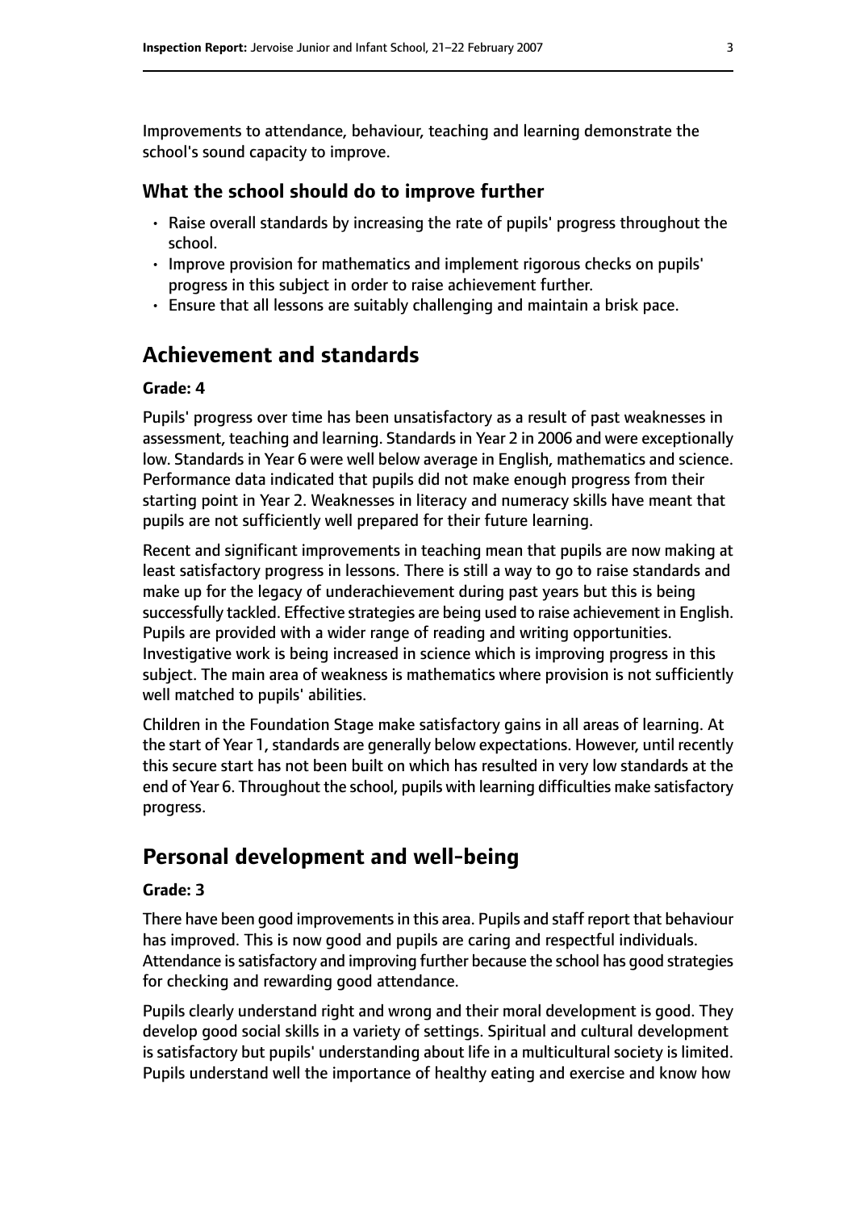Improvements to attendance, behaviour, teaching and learning demonstrate the school's sound capacity to improve.

### What the school should do to improve further

- Raise overall standards by increasing the rate of pupils' progress throughout the school.
- Improve provision for mathematics and implement rigorous checks on pupils' progress in this subject in order to raise achievement further.
- Ensure that all lessons are suitably challenging and maintain a brisk pace.

## Achievement and standards

#### Grade: 4

Pupils' progress over time has been unsatisfactory as a result of past weaknesses in assessment, teaching and learning. Standards in Year 2 in 2006 and were exceptionally low. Standards in Year 6 were well below average in English, mathematics and science. Performance data indicated that pupils did not make enough progress from their starting point in Year 2. Weaknesses in literacy and numeracy skills have meant that pupils are not sufficiently well prepared for their future learning.

Recent and significant improvements in teaching mean that pupils are now making at least satisfactory progress in lessons. There is still a way to go to raise standards and make up for the legacy of underachievement during past years but this is being successfully tackled. Effective strategies are being used to raise achievement in English. Pupils are provided with a wider range of reading and writing opportunities. Investigative work is being increased in science which is improving progress in this subject. The main area of weakness is mathematics where provision is not sufficiently well matched to pupils' abilities.

Children in the Foundation Stage make satisfactory gains in all areas of learning. At the start of Year 1, standards are generally below expectations. However, until recently this secure start has not been built on which has resulted in very low standards at the end of Year 6. Throughout the school, pupils with learning difficulties make satisfactory progress.

## Personal development and well-being

#### Grade: 3

There have been good improvements in this area. Pupils and staff report that behaviour has improved. This is now good and pupils are caring and respectful individuals. Attendance is satisfactory and improving further because the school has good strategies for checking and rewarding good attendance.

Pupils clearly understand right and wrong and their moral development is good. They develop good social skills in a variety of settings. Spiritual and cultural development is satisfactory but pupils' understanding about life in a multicultural society is limited. Pupils understand well the importance of healthy eating and exercise and know how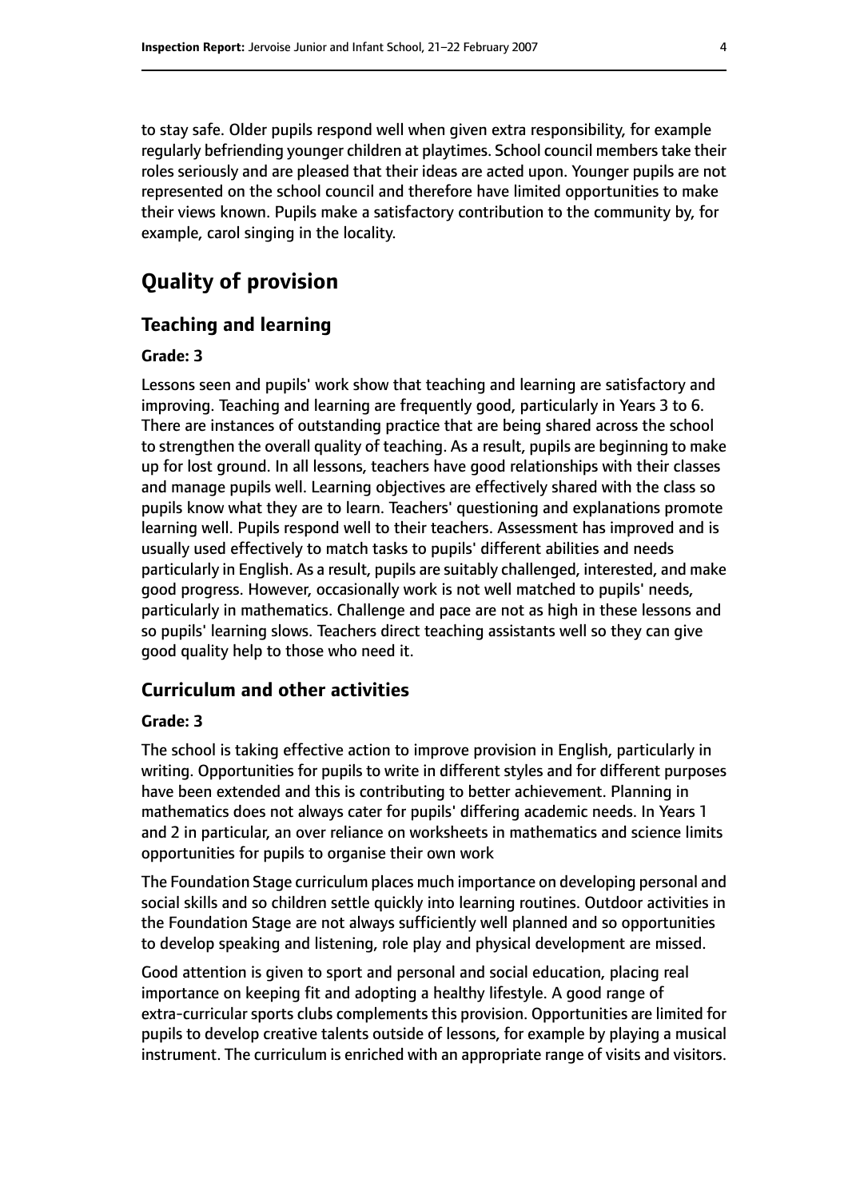to stay safe. Older pupils respond well when given extra responsibility, for example regularly befriending younger children at playtimes. School council members take their roles seriously and are pleased that their ideas are acted upon. Younger pupils are not represented on the school council and therefore have limited opportunities to make their views known. Pupils make a satisfactory contribution to the community by, for example, carol singing in the locality.

# Quality of provision

## Teaching and learning

### Grade: 3

Lessons seen and pupils' work show that teaching and learning are satisfactory and improving. Teaching and learning are frequently good, particularly in Years 3 to 6. There are instances of outstanding practice that are being shared across the school to strengthen the overall quality of teaching. As a result, pupils are beginning to make up for lost ground. In all lessons, teachers have good relationships with their classes and manage pupils well. Learning objectives are effectively shared with the class so pupils know what they are to learn. Teachers' questioning and explanations promote learning well. Pupils respond well to their teachers. Assessment has improved and is usually used effectively to match tasks to pupils' different abilities and needs particularly in English. As a result, pupils are suitably challenged, interested, and make good progress. However, occasionally work is not well matched to pupils' needs, particularly in mathematics. Challenge and pace are not as high in these lessons and so pupils' learning slows. Teachers direct teaching assistants well so they can give good quality help to those who need it.

## Curriculum and other activities

### Grade: 3

The school is taking effective action to improve provision in English, particularly in writing. Opportunities for pupils to write in different styles and for different purposes have been extended and this is contributing to better achievement. Planning in mathematics does not always cater for pupils' differing academic needs. In Years 1 and 2 in particular, an over reliance on worksheets in mathematics and science limits opportunities for pupils to organise their own work

The Foundation Stage curriculum places much importance on developing personal and social skills and so children settle quickly into learning routines. Outdoor activities in the Foundation Stage are not always sufficiently well planned and so opportunities to develop speaking and listening, role play and physical development are missed.

Good attention is given to sport and personal and social education, placing real importance on keeping fit and adopting a healthy lifestyle. A good range of extra-curricular sports clubs complements this provision. Opportunities are limited for pupils to develop creative talents outside of lessons, for example by playing a musical instrument. The curriculum is enriched with an appropriate range of visits and visitors.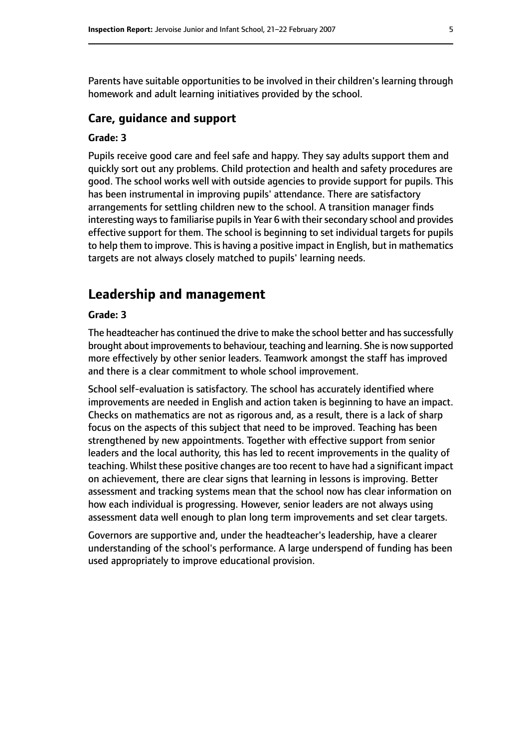Parents have suitable opportunities to be involved in their children's learning through homework and adult learning initiatives provided by the school.

### Care, guidance and support

#### Grade: 3

Pupils receive good care and feel safe and happy. They say adults support them and quickly sort out any problems. Child protection and health and safety procedures are good. The school works well with outside agencies to provide support for pupils. This has been instrumental in improving pupils' attendance. There are satisfactory arrangements for settling children new to the school. A transition manager finds interesting ways to familiarise pupils in Year 6 with their secondary school and provides effective support for them. The school is beginning to set individual targets for pupils to help them to improve. This is having a positive impact in English, but in mathematics targets are not always closely matched to pupils' learning needs.

## Leadership and management

#### Grade: 3

The headteacher has continued the drive to make the school better and has successfully brought about improvements to behaviour, teaching and learning. She is now supported more effectively by other senior leaders. Teamwork amongst the staff has improved and there is a clear commitment to whole school improvement.

School self-evaluation is satisfactory. The school has accurately identified where improvements are needed in English and action taken is beginning to have an impact. Checks on mathematics are not as rigorous and, as a result, there is a lack of sharp focus on the aspects of this subject that need to be improved. Teaching has been strengthened by new appointments. Together with effective support from senior leaders and the local authority, this has led to recent improvements in the quality of teaching. Whilst these positive changes are too recent to have had a significant impact on achievement, there are clear signs that learning in lessons is improving. Better assessment and tracking systems mean that the school now has clear information on how each individual is progressing. However, senior leaders are not always using assessment data well enough to plan long term improvements and set clear targets.

Governors are supportive and, under the headteacher's leadership, have a clearer understanding of the school's performance. A large underspend of funding has been used appropriately to improve educational provision.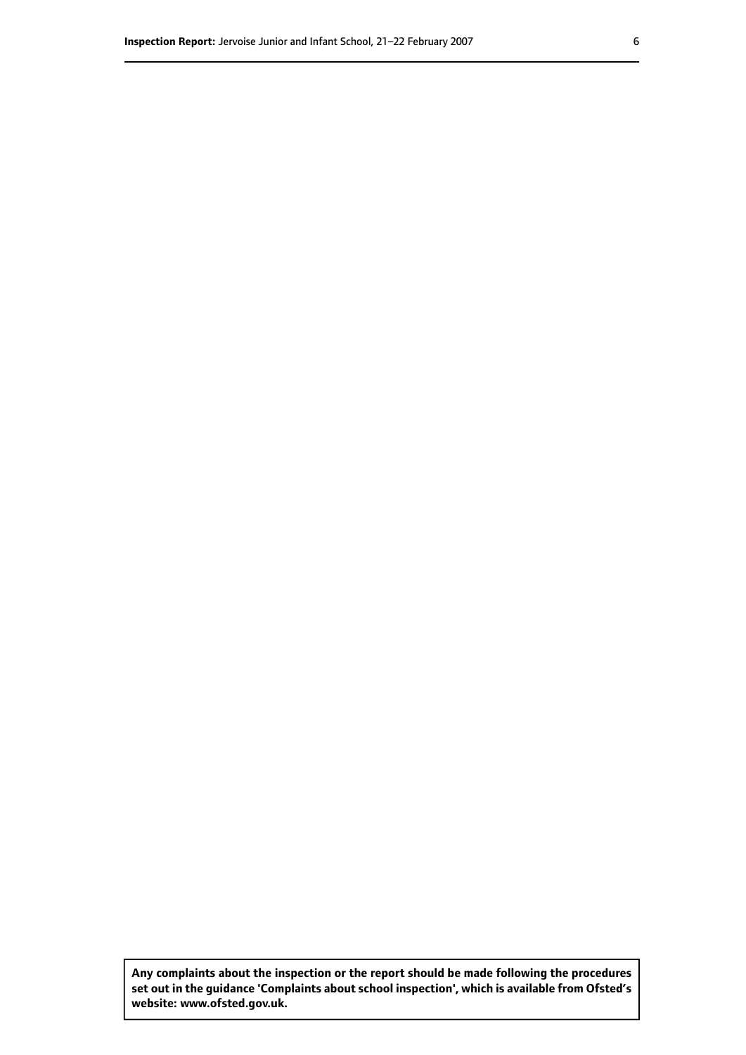**Any complaints about the inspection or the report should be made following the procedures set out in the guidance 'Complaints about school inspection', which is available from Ofsted's website: www.ofsted.gov.uk.**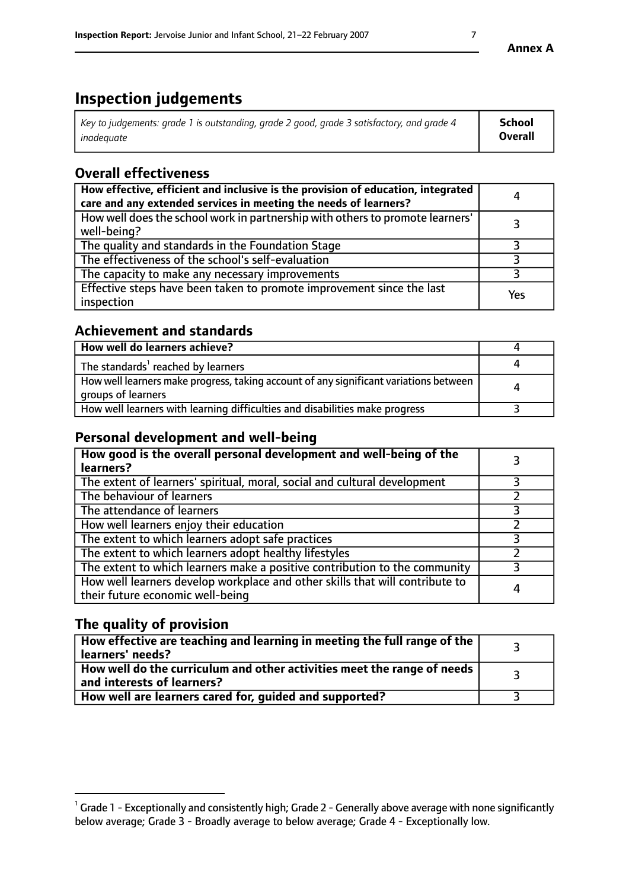# Inspection judgements

| *Key to judgements: grade 1 is outstanding, grade 2 good, grade 3 satisfactory, and grade 4 inadequate* | **School Overall** |
|---|---|

## Overall effectiveness

| | |
|---|---|
| **How effective, efficient and inclusive is the provision of education, integrated care and any extended services in meeting the needs of learners?** | 4 |
| How well does the school work in partnership with others to promote learners' well-being? | 3 |
| The quality and standards in the Foundation Stage | 3 |
| The effectiveness of the school's self-evaluation | 3 |
| The capacity to make any necessary improvements | 3 |
| Effective steps have been taken to promote improvement since the last inspection | Yes |

## Achievement and standards

| | |
|---|---|
| **How well do learners achieve?** | 4 |
| The standards[1] reached by learners | 4 |
| How well learners make progress, taking account of any significant variations between groups of learners | 4 |
| How well learners with learning difficulties and disabilities make progress | 3 |

## Personal development and well-being

| | |
|---|---|
| **How good is the overall personal development and well-being of the learners?** | 3 |
| The extent of learners' spiritual, moral, social and cultural development | 3 |
| The behaviour of learners | 2 |
| The attendance of learners | 3 |
| How well learners enjoy their education | 2 |
| The extent to which learners adopt safe practices | 3 |
| The extent to which learners adopt healthy lifestyles | 2 |
| The extent to which learners make a positive contribution to the community | 3 |
| How well learners develop workplace and other skills that will contribute to their future economic well-being | 4 |

## The quality of provision

| | |
|---|---|
| **How effective are teaching and learning in meeting the full range of the learners' needs?** | 3 |
| **How well do the curriculum and other activities meet the range of needs and interests of learners?** | 3 |
| **How well are learners cared for, guided and supported?** | 3 |

[1] Grade 1 - Exceptionally and consistently high; Grade 2 - Generally above average with none significantly below average; Grade 3 - Broadly average to below average; Grade 4 - Exceptionally low.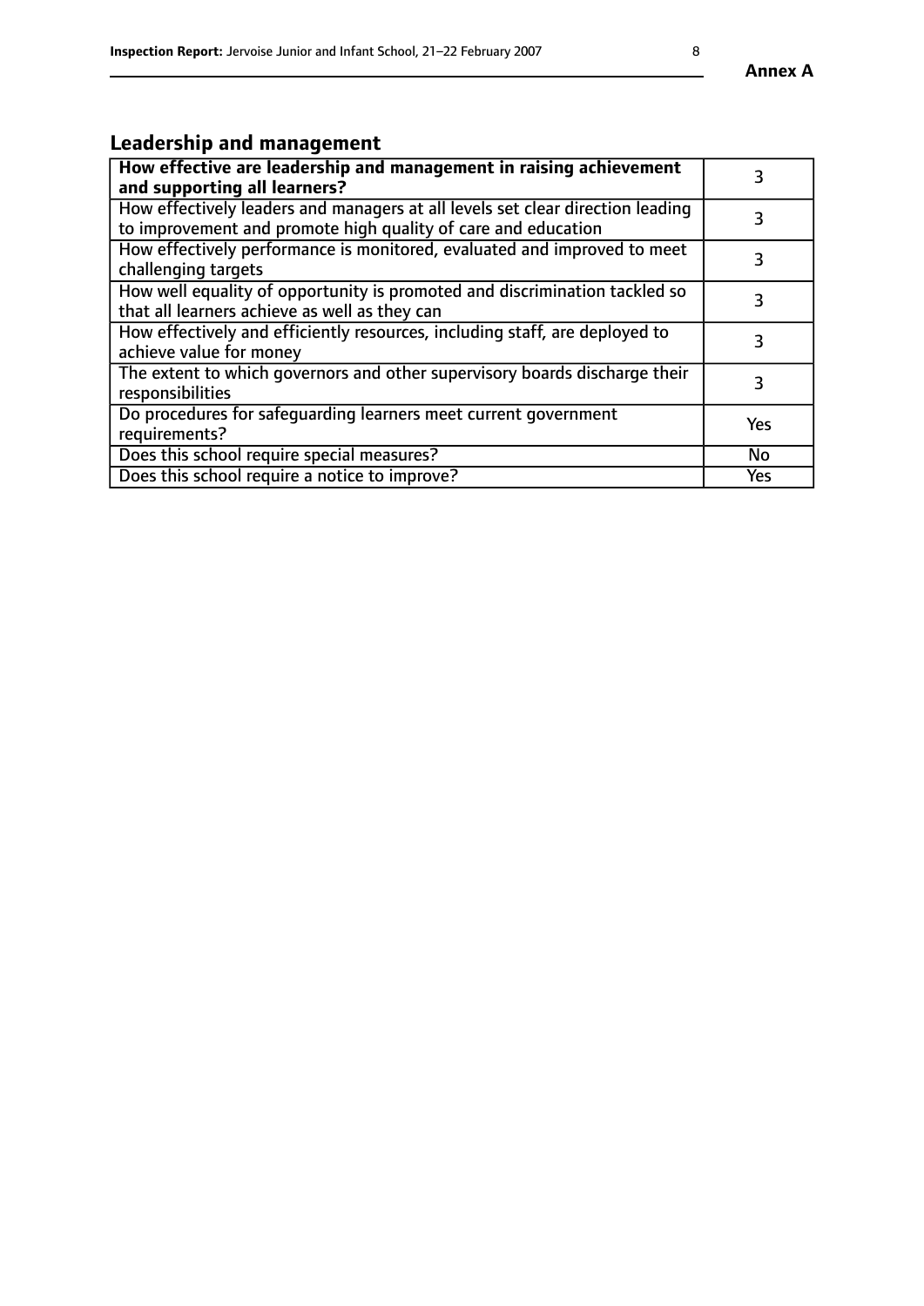## Leadership and management

| **How effective are leadership and management in raising achievement and supporting all learners?** | 3 |
|---|---|
| How effectively leaders and managers at all levels set clear direction leading to improvement and promote high quality of care and education | 3 |
| How effectively performance is monitored, evaluated and improved to meet challenging targets | 3 |
| How well equality of opportunity is promoted and discrimination tackled so that all learners achieve as well as they can | 3 |
| How effectively and efficiently resources, including staff, are deployed to achieve value for money | 3 |
| The extent to which governors and other supervisory boards discharge their responsibilities | 3 |
| Do procedures for safeguarding learners meet current government requirements? | Yes |
| Does this school require special measures? | No |
| Does this school require a notice to improve? | Yes |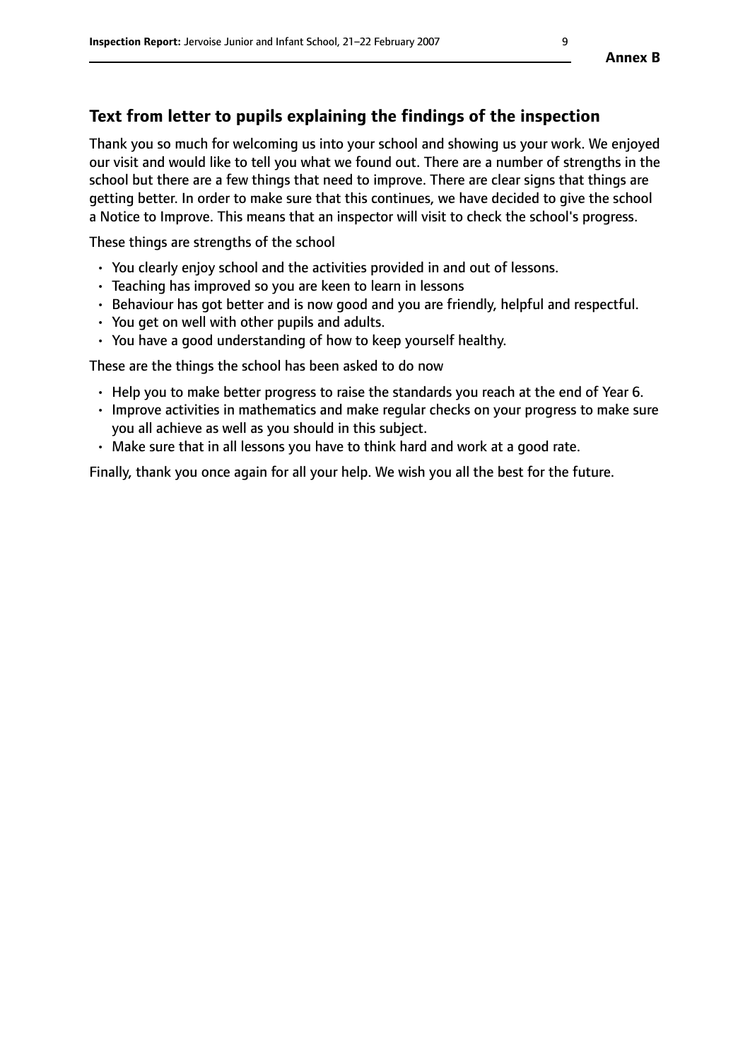## Text from letter to pupils explaining the findings of the inspection

Thank you so much for welcoming us into your school and showing us your work. We enjoyed our visit and would like to tell you what we found out. There are a number of strengths in the school but there are a few things that need to improve. There are clear signs that things are getting better. In order to make sure that this continues, we have decided to give the school a Notice to Improve. This means that an inspector will visit to check the school's progress.

These things are strengths of the school

- You clearly enjoy school and the activities provided in and out of lessons.
- Teaching has improved so you are keen to learn in lessons
- Behaviour has got better and is now good and you are friendly, helpful and respectful.
- You get on well with other pupils and adults.
- You have a good understanding of how to keep yourself healthy.

These are the things the school has been asked to do now

- Help you to make better progress to raise the standards you reach at the end of Year 6.
- Improve activities in mathematics and make regular checks on your progress to make sure you all achieve as well as you should in this subject.
- Make sure that in all lessons you have to think hard and work at a good rate.

Finally, thank you once again for all your help. We wish you all the best for the future.